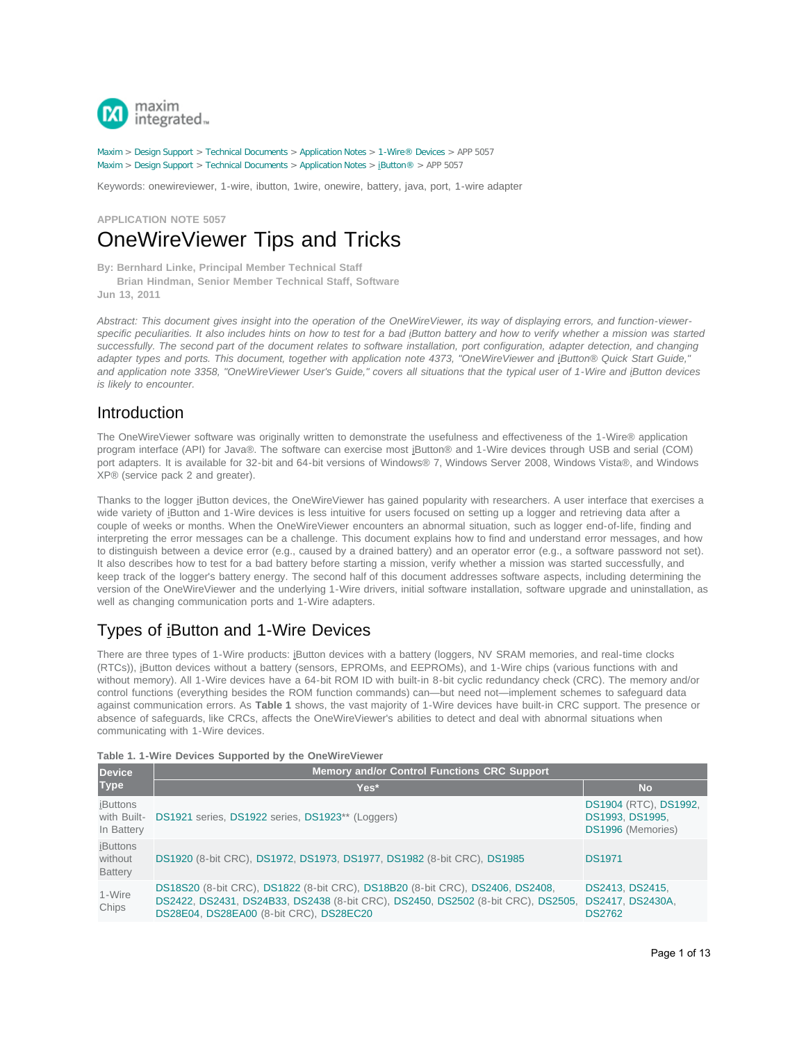Maxim > Design Support > Technical Documents > Application Notes > 1-Wire® Devices > APP 5057
Maxim > Design Support > Technical Documents > Application Notes > iButton® > APP 5057

Keywords: onewireviewer, 1-wire, ibutton, 1wire, onewire, battery, java, port, 1-wire adapter

APPLICATION NOTE 5057

# OneWireViewer Tips and Tricks

**By: Bernhard Linke, Principal Member Technical Staff**
**Brian Hindman, Senior Member Technical Staff, Software**
**Jun 13, 2011**

*Abstract: This document gives insight into the operation of the OneWireViewer, its way of displaying errors, and function-viewer-specific peculiarities. It also includes hints on how to test for a bad iButton battery and how to verify whether a mission was started successfully. The second part of the document relates to software installation, port configuration, adapter detection, and changing adapter types and ports. This document, together with application note 4373, "OneWireViewer and iButton® Quick Start Guide," and application note 3358, "OneWireViewer User's Guide," covers all situations that the typical user of 1-Wire and iButton devices is likely to encounter.*

## Introduction

The OneWireViewer software was originally written to demonstrate the usefulness and effectiveness of the 1-Wire® application program interface (API) for Java®. The software can exercise most iButton® and 1-Wire devices through USB and serial (COM) port adapters. It is available for 32-bit and 64-bit versions of Windows® 7, Windows Server 2008, Windows Vista®, and Windows XP® (service pack 2 and greater).

Thanks to the logger iButton devices, the OneWireViewer has gained popularity with researchers. A user interface that exercises a wide variety of iButton and 1-Wire devices is less intuitive for users focused on setting up a logger and retrieving data after a couple of weeks or months. When the OneWireViewer encounters an abnormal situation, such as logger end-of-life, finding and interpreting the error messages can be a challenge. This document explains how to find and understand error messages, and how to distinguish between a device error (e.g., caused by a drained battery) and an operator error (e.g., a software password not set). It also describes how to test for a bad battery before starting a mission, verify whether a mission was started successfully, and keep track of the logger's battery energy. The second half of this document addresses software aspects, including determining the version of the OneWireViewer and the underlying 1-Wire drivers, initial software installation, software upgrade and uninstallation, as well as changing communication ports and 1-Wire adapters.

## Types of iButton and 1-Wire Devices

There are three types of 1-Wire products: iButton devices with a battery (loggers, NV SRAM memories, and real-time clocks (RTCs)), iButton devices without a battery (sensors, EPROMs, and EEPROMs), and 1-Wire chips (various functions with and without memory). All 1-Wire devices have a 64-bit ROM ID with built-in 8-bit cyclic redundancy check (CRC). The memory and/or control functions (everything besides the ROM function commands) can—but need not—implement schemes to safeguard data against communication errors. As **Table 1** shows, the vast majority of 1-Wire devices have built-in CRC support. The presence or absence of safeguards, like CRCs, affects the OneWireViewer's abilities to detect and deal with abnormal situations when communicating with 1-Wire devices.

**Table 1. 1-Wire Devices Supported by the OneWireViewer**

| Device Type | Memory and/or Control Functions CRC Support | |
|---|---|---|
| | Yes* | No |
| iButtons with Built-In Battery | DS1921 series, DS1922 series, DS1923** (Loggers) | DS1904 (RTC), DS1992, DS1993, DS1995, DS1996 (Memories) |
| iButtons without Battery | DS1920 (8-bit CRC), DS1972, DS1973, DS1977, DS1982 (8-bit CRC), DS1985 | DS1971 |
| 1-Wire Chips | DS18S20 (8-bit CRC), DS1822 (8-bit CRC), DS18B20 (8-bit CRC), DS2406, DS2408, DS2422, DS2431, DS24B33, DS2438 (8-bit CRC), DS2450, DS2502 (8-bit CRC), DS2505, DS28E04, DS28EA00 (8-bit CRC), DS28EC20 | DS2413, DS2415, DS2417, DS2430A, DS2762 |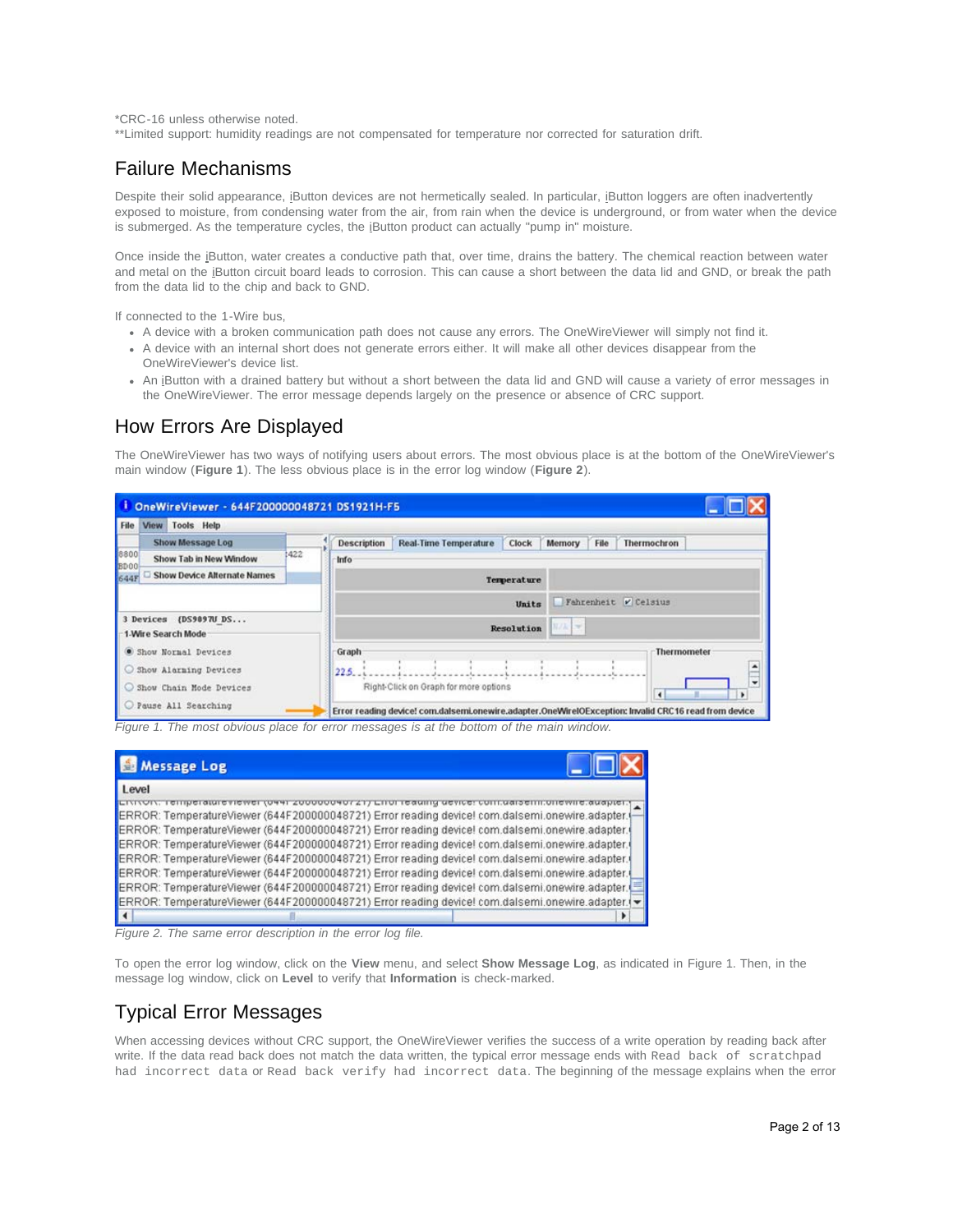*CRC-16 unless otherwise noted.
**Limited support: humidity readings are not compensated for temperature nor corrected for saturation drift.

## Failure Mechanisms

Despite their solid appearance, iButton devices are not hermetically sealed. In particular, iButton loggers are often inadvertently exposed to moisture, from condensing water from the air, from rain when the device is underground, or from water when the device is submerged. As the temperature cycles, the iButton product can actually "pump in" moisture.

Once inside the iButton, water creates a conductive path that, over time, drains the battery. The chemical reaction between water and metal on the iButton circuit board leads to corrosion. This can cause a short between the data lid and GND, or break the path from the data lid to the chip and back to GND.

If connected to the 1-Wire bus,

- A device with a broken communication path does not cause any errors. The OneWireViewer will simply not find it.
- A device with an internal short does not generate errors either. It will make all other devices disappear from the OneWireViewer's device list.
- An iButton with a drained battery but without a short between the data lid and GND will cause a variety of error messages in the OneWireViewer. The error message depends largely on the presence or absence of CRC support.

## How Errors Are Displayed

The OneWireViewer has two ways of notifying users about errors. The most obvious place is at the bottom of the OneWireViewer's main window (**Figure 1**). The less obvious place is in the error log window (**Figure 2**).

*Figure 1. The most obvious place for error messages is at the bottom of the main window.*

*Figure 2. The same error description in the error log file.*

To open the error log window, click on the **View** menu, and select **Show Message Log**, as indicated in Figure 1. Then, in the message log window, click on **Level** to verify that **Information** is check-marked.

## Typical Error Messages

When accessing devices without CRC support, the OneWireViewer verifies the success of a write operation by reading back after write. If the data read back does not match the data written, the typical error message ends with `Read back of scratchpad had incorrect data` or `Read back verify had incorrect data`. The beginning of the message explains when the error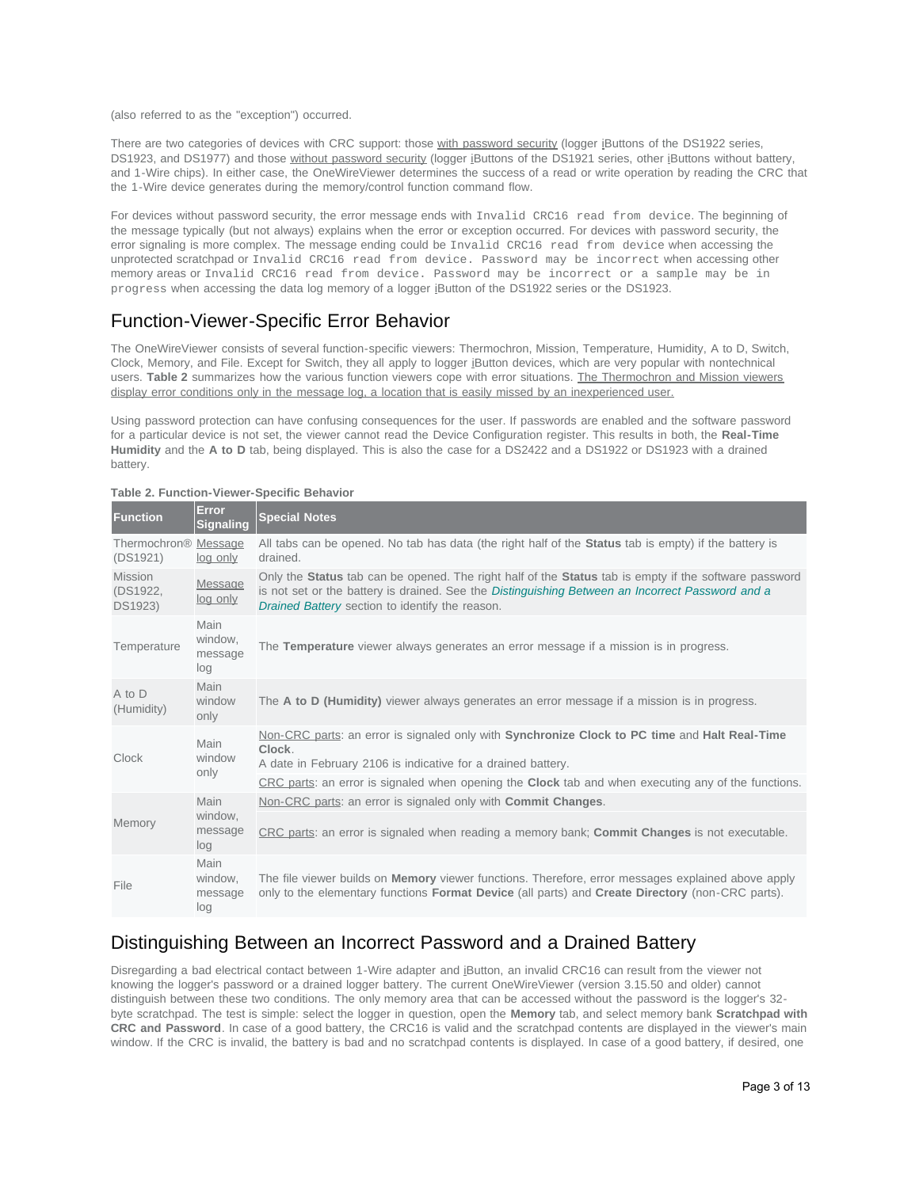(also referred to as the "exception") occurred.

There are two categories of devices with CRC support: those with password security (logger iButtons of the DS1922 series, DS1923, and DS1977) and those without password security (logger iButtons of the DS1921 series, other iButtons without battery, and 1-Wire chips). In either case, the OneWireViewer determines the success of a read or write operation by reading the CRC that the 1-Wire device generates during the memory/control function command flow.

For devices without password security, the error message ends with `Invalid CRC16 read from device`. The beginning of the message typically (but not always) explains when the error or exception occurred. For devices with password security, the error signaling is more complex. The message ending could be `Invalid CRC16 read from device` when accessing the unprotected scratchpad or `Invalid CRC16 read from device. Password may be incorrect` when accessing other memory areas or `Invalid CRC16 read from device. Password may be incorrect or a sample may be in progress` when accessing the data log memory of a logger iButton of the DS1922 series or the DS1923.

## Function-Viewer-Specific Error Behavior

The OneWireViewer consists of several function-specific viewers: Thermochron, Mission, Temperature, Humidity, A to D, Switch, Clock, Memory, and File. Except for Switch, they all apply to logger iButton devices, which are very popular with nontechnical users. **Table 2** summarizes how the various function viewers cope with error situations. The Thermochron and Mission viewers display error conditions only in the message log, a location that is easily missed by an inexperienced user.

Using password protection can have confusing consequences for the user. If passwords are enabled and the software password for a particular device is not set, the viewer cannot read the Device Configuration register. This results in both, the **Real-Time Humidity** and the **A to D** tab, being displayed. This is also the case for a DS2422 and a DS1922 or DS1923 with a drained battery.

**Table 2. Function-Viewer-Specific Behavior**

| Function | Error Signaling | Special Notes |
|---|---|---|
| Thermochron® (DS1921) | Message log only | All tabs can be opened. No tab has data (the right half of the **Status** tab is empty) if the battery is drained. |
| Mission (DS1922, DS1923) | Message log only | Only the **Status** tab can be opened. The right half of the **Status** tab is empty if the software password is not set or the battery is drained. See the *Distinguishing Between an Incorrect Password and a Drained Battery* section to identify the reason. |
| Temperature | Main window, message log | The **Temperature** viewer always generates an error message if a mission is in progress. |
| A to D (Humidity) | Main window only | The **A to D (Humidity)** viewer always generates an error message if a mission is in progress. |
| Clock | Main window only | Non-CRC parts: an error is signaled only with **Synchronize Clock to PC time** and **Halt Real-Time Clock**. A date in February 2106 is indicative for a drained battery. |
| | | CRC parts: an error is signaled when opening the **Clock** tab and when executing any of the functions. |
| Memory | Main window, message log | Non-CRC parts: an error is signaled only with **Commit Changes**. |
| | | CRC parts: an error is signaled when reading a memory bank; **Commit Changes** is not executable. |
| File | Main window, message log | The file viewer builds on **Memory** viewer functions. Therefore, error messages explained above apply only to the elementary functions **Format Device** (all parts) and **Create Directory** (non-CRC parts). |

## Distinguishing Between an Incorrect Password and a Drained Battery

Disregarding a bad electrical contact between 1-Wire adapter and iButton, an invalid CRC16 can result from the viewer not knowing the logger's password or a drained logger battery. The current OneWireViewer (version 3.15.50 and older) cannot distinguish between these two conditions. The only memory area that can be accessed without the password is the logger's 32-byte scratchpad. The test is simple: select the logger in question, open the **Memory** tab, and select memory bank **Scratchpad with CRC and Password**. In case of a good battery, the CRC16 is valid and the scratchpad contents are displayed in the viewer's main window. If the CRC is invalid, the battery is bad and no scratchpad contents is displayed. In case of a good battery, if desired, one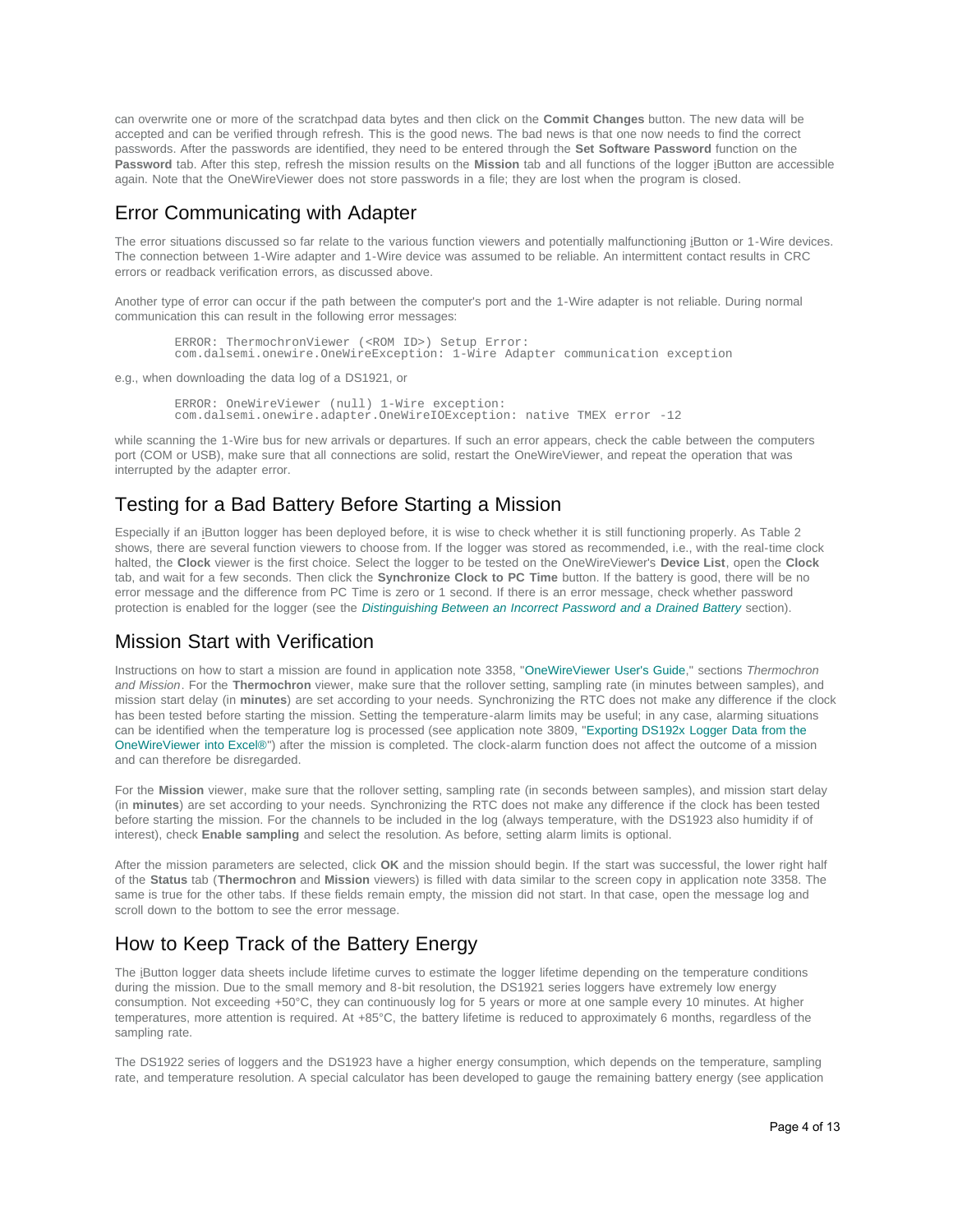can overwrite one or more of the scratchpad data bytes and then click on the **Commit Changes** button. The new data will be accepted and can be verified through refresh. This is the good news. The bad news is that one now needs to find the correct passwords. After the passwords are identified, they need to be entered through the **Set Software Password** function on the **Password** tab. After this step, refresh the mission results on the **Mission** tab and all functions of the logger iButton are accessible again. Note that the OneWireViewer does not store passwords in a file; they are lost when the program is closed.

## Error Communicating with Adapter

The error situations discussed so far relate to the various function viewers and potentially malfunctioning iButton or 1-Wire devices. The connection between 1-Wire adapter and 1-Wire device was assumed to be reliable. An intermittent contact results in CRC errors or readback verification errors, as discussed above.

Another type of error can occur if the path between the computer's port and the 1-Wire adapter is not reliable. During normal communication this can result in the following error messages:

```
ERROR: ThermochronViewer (<ROM ID>) Setup Error:
com.dalsemi.onewire.OneWireException: 1-Wire Adapter communication exception
```

e.g., when downloading the data log of a DS1921, or

```
ERROR: OneWireViewer (null) 1-Wire exception:
com.dalsemi.onewire.adapter.OneWireIOException: native TMEX error -12
```

while scanning the 1-Wire bus for new arrivals or departures. If such an error appears, check the cable between the computers port (COM or USB), make sure that all connections are solid, restart the OneWireViewer, and repeat the operation that was interrupted by the adapter error.

## Testing for a Bad Battery Before Starting a Mission

Especially if an iButton logger has been deployed before, it is wise to check whether it is still functioning properly. As Table 2 shows, there are several function viewers to choose from. If the logger was stored as recommended, i.e., with the real-time clock halted, the **Clock** viewer is the first choice. Select the logger to be tested on the OneWireViewer's **Device List**, open the **Clock** tab, and wait for a few seconds. Then click the **Synchronize Clock to PC Time** button. If the battery is good, there will be no error message and the difference from PC Time is zero or 1 second. If there is an error message, check whether password protection is enabled for the logger (see the *Distinguishing Between an Incorrect Password and a Drained Battery* section).

## Mission Start with Verification

Instructions on how to start a mission are found in application note 3358, "OneWireViewer User's Guide," sections *Thermochron and Mission*. For the **Thermochron** viewer, make sure that the rollover setting, sampling rate (in minutes between samples), and mission start delay (in **minutes**) are set according to your needs. Synchronizing the RTC does not make any difference if the clock has been tested before starting the mission. Setting the temperature-alarm limits may be useful; in any case, alarming situations can be identified when the temperature log is processed (see application note 3809, "Exporting DS192x Logger Data from the OneWireViewer into Excel®") after the mission is completed. The clock-alarm function does not affect the outcome of a mission and can therefore be disregarded.

For the **Mission** viewer, make sure that the rollover setting, sampling rate (in seconds between samples), and mission start delay (in **minutes**) are set according to your needs. Synchronizing the RTC does not make any difference if the clock has been tested before starting the mission. For the channels to be included in the log (always temperature, with the DS1923 also humidity if of interest), check **Enable sampling** and select the resolution. As before, setting alarm limits is optional.

After the mission parameters are selected, click **OK** and the mission should begin. If the start was successful, the lower right half of the **Status** tab (**Thermochron** and **Mission** viewers) is filled with data similar to the screen copy in application note 3358. The same is true for the other tabs. If these fields remain empty, the mission did not start. In that case, open the message log and scroll down to the bottom to see the error message.

## How to Keep Track of the Battery Energy

The iButton logger data sheets include lifetime curves to estimate the logger lifetime depending on the temperature conditions during the mission. Due to the small memory and 8-bit resolution, the DS1921 series loggers have extremely low energy consumption. Not exceeding +50°C, they can continuously log for 5 years or more at one sample every 10 minutes. At higher temperatures, more attention is required. At +85°C, the battery lifetime is reduced to approximately 6 months, regardless of the sampling rate.

The DS1922 series of loggers and the DS1923 have a higher energy consumption, which depends on the temperature, sampling rate, and temperature resolution. A special calculator has been developed to gauge the remaining battery energy (see application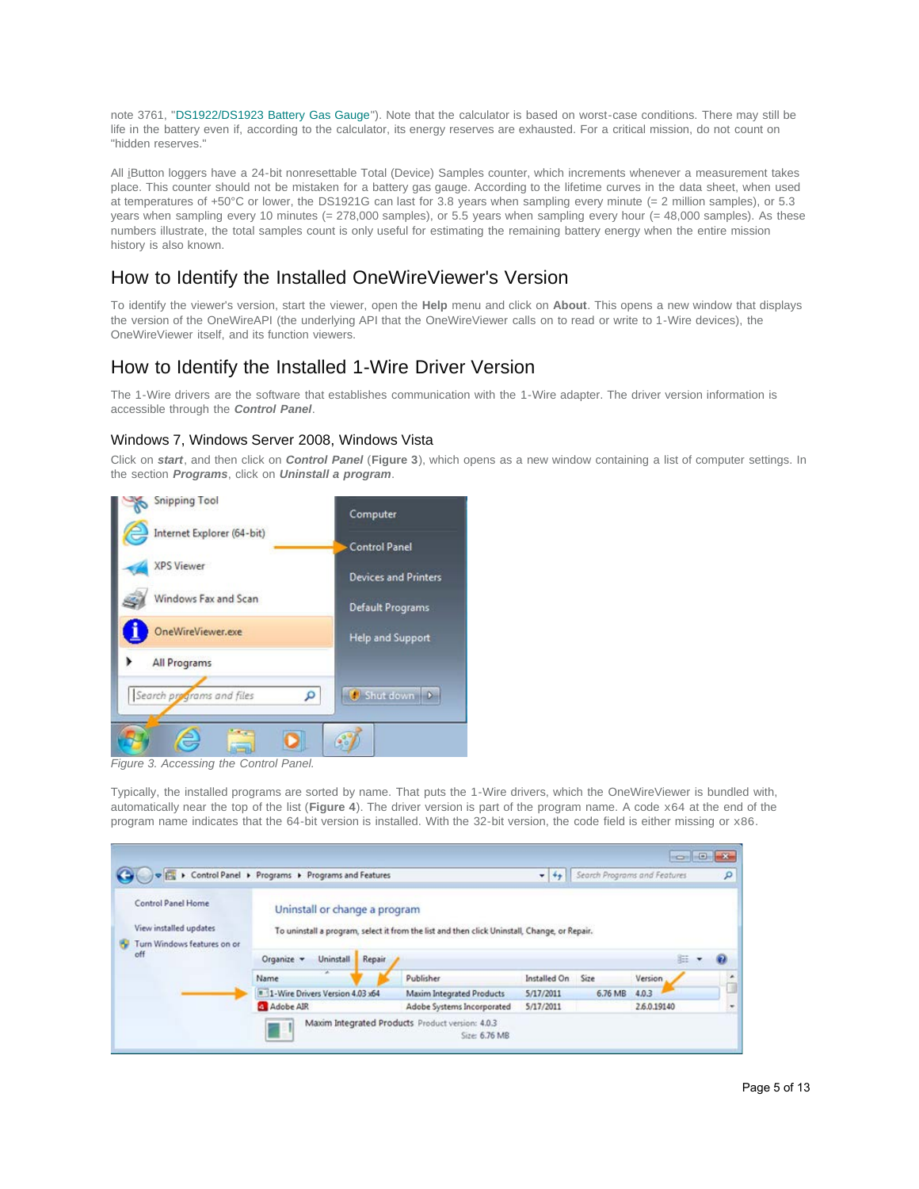note 3761, "DS1922/DS1923 Battery Gas Gauge"). Note that the calculator is based on worst-case conditions. There may still be life in the battery even if, according to the calculator, its energy reserves are exhausted. For a critical mission, do not count on "hidden reserves."

All iButton loggers have a 24-bit nonresettable Total (Device) Samples counter, which increments whenever a measurement takes place. This counter should not be mistaken for a battery gas gauge. According to the lifetime curves in the data sheet, when used at temperatures of +50°C or lower, the DS1921G can last for 3.8 years when sampling every minute (= 2 million samples), or 5.3 years when sampling every 10 minutes (= 278,000 samples), or 5.5 years when sampling every hour (= 48,000 samples). As these numbers illustrate, the total samples count is only useful for estimating the remaining battery energy when the entire mission history is also known.

## How to Identify the Installed OneWireViewer's Version

To identify the viewer's version, start the viewer, open the **Help** menu and click on **About**. This opens a new window that displays the version of the OneWireAPI (the underlying API that the OneWireViewer calls on to read or write to 1-Wire devices), the OneWireViewer itself, and its function viewers.

## How to Identify the Installed 1-Wire Driver Version

The 1-Wire drivers are the software that establishes communication with the 1-Wire adapter. The driver version information is accessible through the ***Control Panel***.

### Windows 7, Windows Server 2008, Windows Vista

Click on ***start***, and then click on ***Control Panel*** (**Figure 3**), which opens as a new window containing a list of computer settings. In the section ***Programs***, click on ***Uninstall a program***.

*Figure 3. Accessing the Control Panel.*

Typically, the installed programs are sorted by name. That puts the 1-Wire drivers, which the OneWireViewer is bundled with, automatically near the top of the list (**Figure 4**). The driver version is part of the program name. A code x64 at the end of the program name indicates that the 64-bit version is installed. With the 32-bit version, the code field is either missing or x86.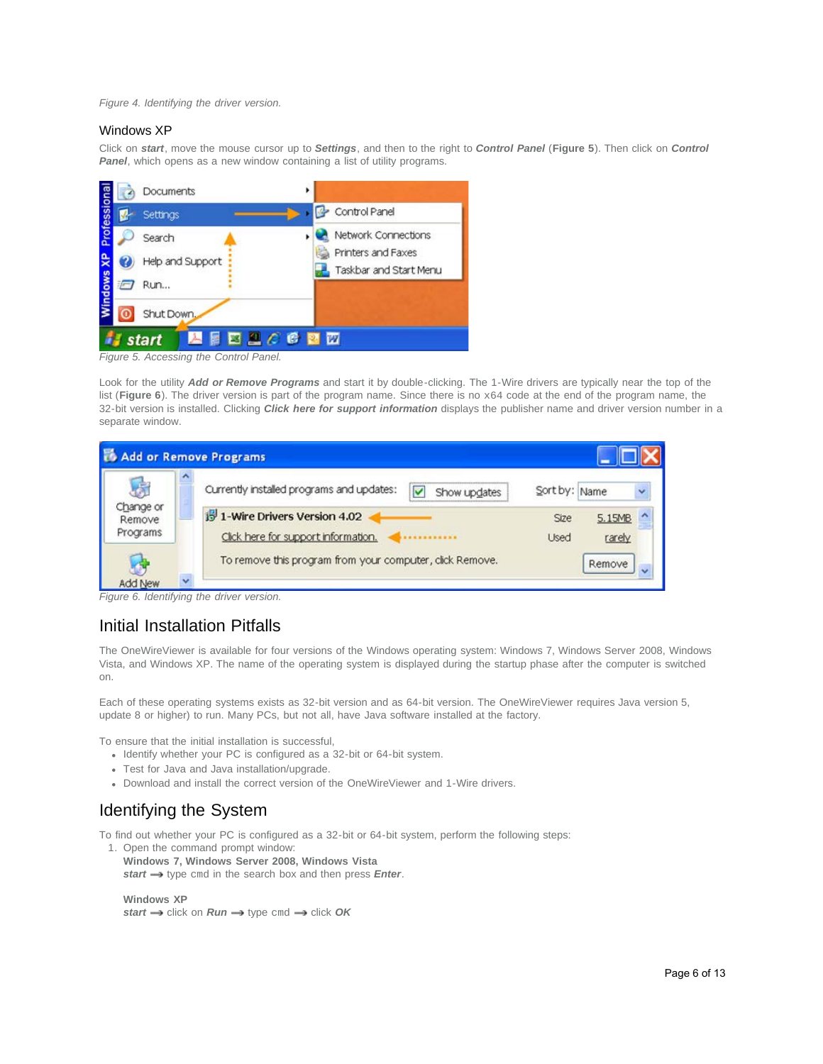*Figure 4. Identifying the driver version.*

### Windows XP

Click on ***start***, move the mouse cursor up to ***Settings***, and then to the right to ***Control Panel*** (**Figure 5**). Then click on ***Control Panel***, which opens as a new window containing a list of utility programs.

*Figure 5. Accessing the Control Panel.*

Look for the utility ***Add or Remove Programs*** and start it by double-clicking. The 1-Wire drivers are typically near the top of the list (**Figure 6**). The driver version is part of the program name. Since there is no x64 code at the end of the program name, the 32-bit version is installed. Clicking ***Click here for support information*** displays the publisher name and driver version number in a separate window.

*Figure 6. Identifying the driver version.*

## Initial Installation Pitfalls

The OneWireViewer is available for four versions of the Windows operating system: Windows 7, Windows Server 2008, Windows Vista, and Windows XP. The name of the operating system is displayed during the startup phase after the computer is switched on.

Each of these operating systems exists as 32-bit version and as 64-bit version. The OneWireViewer requires Java version 5, update 8 or higher) to run. Many PCs, but not all, have Java software installed at the factory.

To ensure that the initial installation is successful,

- Identify whether your PC is configured as a 32-bit or 64-bit system.
- Test for Java and Java installation/upgrade.
- Download and install the correct version of the OneWireViewer and 1-Wire drivers.

## Identifying the System

To find out whether your PC is configured as a 32-bit or 64-bit system, perform the following steps:

1. Open the command prompt window:

   **Windows 7, Windows Server 2008, Windows Vista**
   ***start*** → type cmd in the search box and then press ***Enter***.

   **Windows XP**
   ***start*** → click on ***Run*** → type cmd → click ***OK***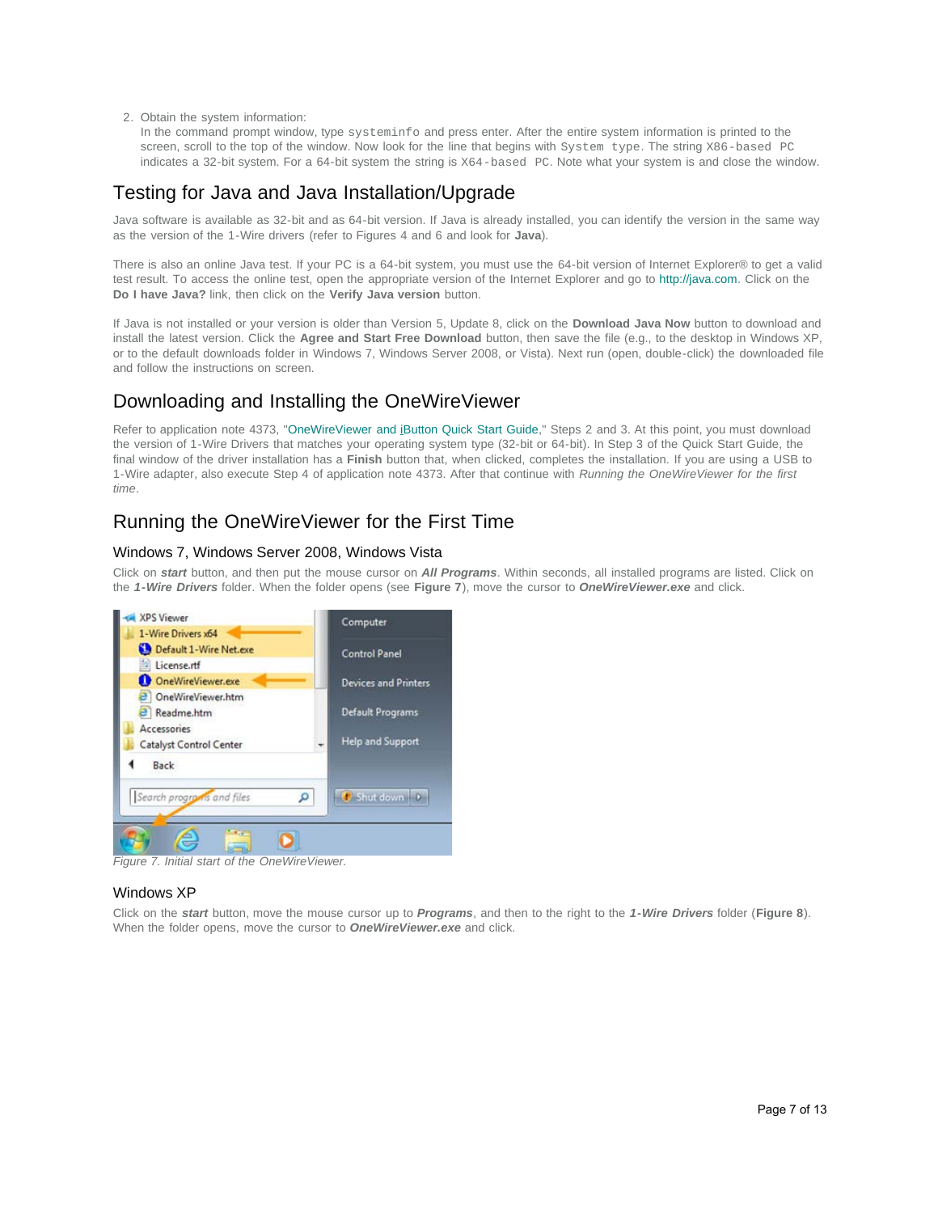2. Obtain the system information:
   In the command prompt window, type `systeminfo` and press enter. After the entire system information is printed to the screen, scroll to the top of the window. Now look for the line that begins with `System type`. The string `X86-based PC` indicates a 32-bit system. For a 64-bit system the string is `X64-based PC`. Note what your system is and close the window.

## Testing for Java and Java Installation/Upgrade

Java software is available as 32-bit and as 64-bit version. If Java is already installed, you can identify the version in the same way as the version of the 1-Wire drivers (refer to Figures 4 and 6 and look for **Java**).

There is also an online Java test. If your PC is a 64-bit system, you must use the 64-bit version of Internet Explorer® to get a valid test result. To access the online test, open the appropriate version of the Internet Explorer and go to http://java.com. Click on the **Do I have Java?** link, then click on the **Verify Java version** button.

If Java is not installed or your version is older than Version 5, Update 8, click on the **Download Java Now** button to download and install the latest version. Click the **Agree and Start Free Download** button, then save the file (e.g., to the desktop in Windows XP, or to the default downloads folder in Windows 7, Windows Server 2008, or Vista). Next run (open, double-click) the downloaded file and follow the instructions on screen.

## Downloading and Installing the OneWireViewer

Refer to application note 4373, "OneWireViewer and iButton Quick Start Guide," Steps 2 and 3. At this point, you must download the version of 1-Wire Drivers that matches your operating system type (32-bit or 64-bit). In Step 3 of the Quick Start Guide, the final window of the driver installation has a **Finish** button that, when clicked, completes the installation. If you are using a USB to 1-Wire adapter, also execute Step 4 of application note 4373. After that continue with *Running the OneWireViewer for the first time*.

## Running the OneWireViewer for the First Time

### Windows 7, Windows Server 2008, Windows Vista

Click on ***start*** button, and then put the mouse cursor on ***All Programs***. Within seconds, all installed programs are listed. Click on the ***1-Wire Drivers*** folder. When the folder opens (see **Figure 7**), move the cursor to ***OneWireViewer.exe*** and click.

*Figure 7. Initial start of the OneWireViewer.*

### Windows XP

Click on the ***start*** button, move the mouse cursor up to ***Programs***, and then to the right to the ***1-Wire Drivers*** folder (**Figure 8**). When the folder opens, move the cursor to ***OneWireViewer.exe*** and click.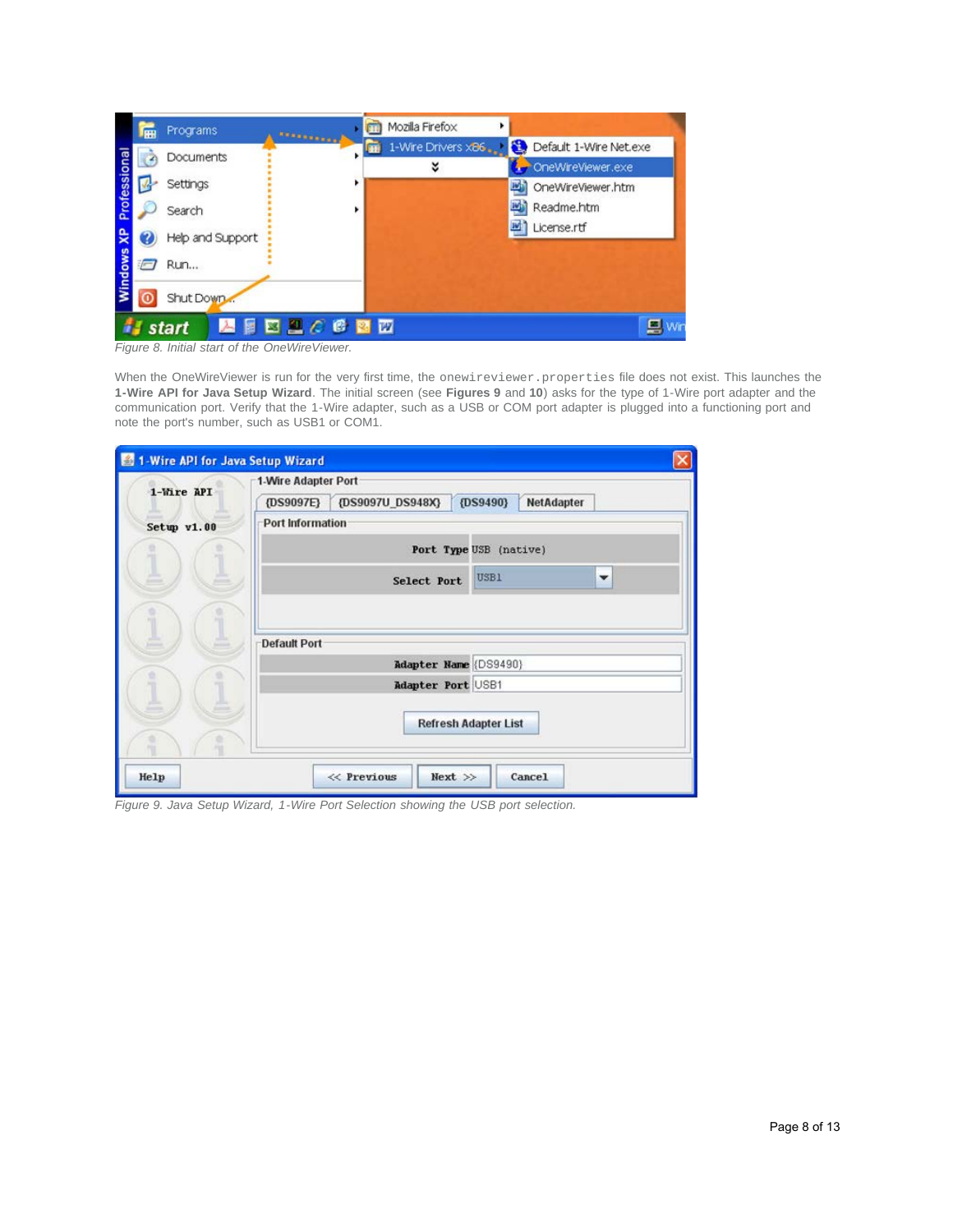*Figure 8. Initial start of the OneWireViewer.*

When the OneWireViewer is run for the very first time, the `onewireviewer.properties` file does not exist. This launches the **1-Wire API for Java Setup Wizard**. The initial screen (see **Figures 9** and **10**) asks for the type of 1-Wire port adapter and the communication port. Verify that the 1-Wire adapter, such as a USB or COM port adapter is plugged into a functioning port and note the port's number, such as USB1 or COM1.

*Figure 9. Java Setup Wizard, 1-Wire Port Selection showing the USB port selection.*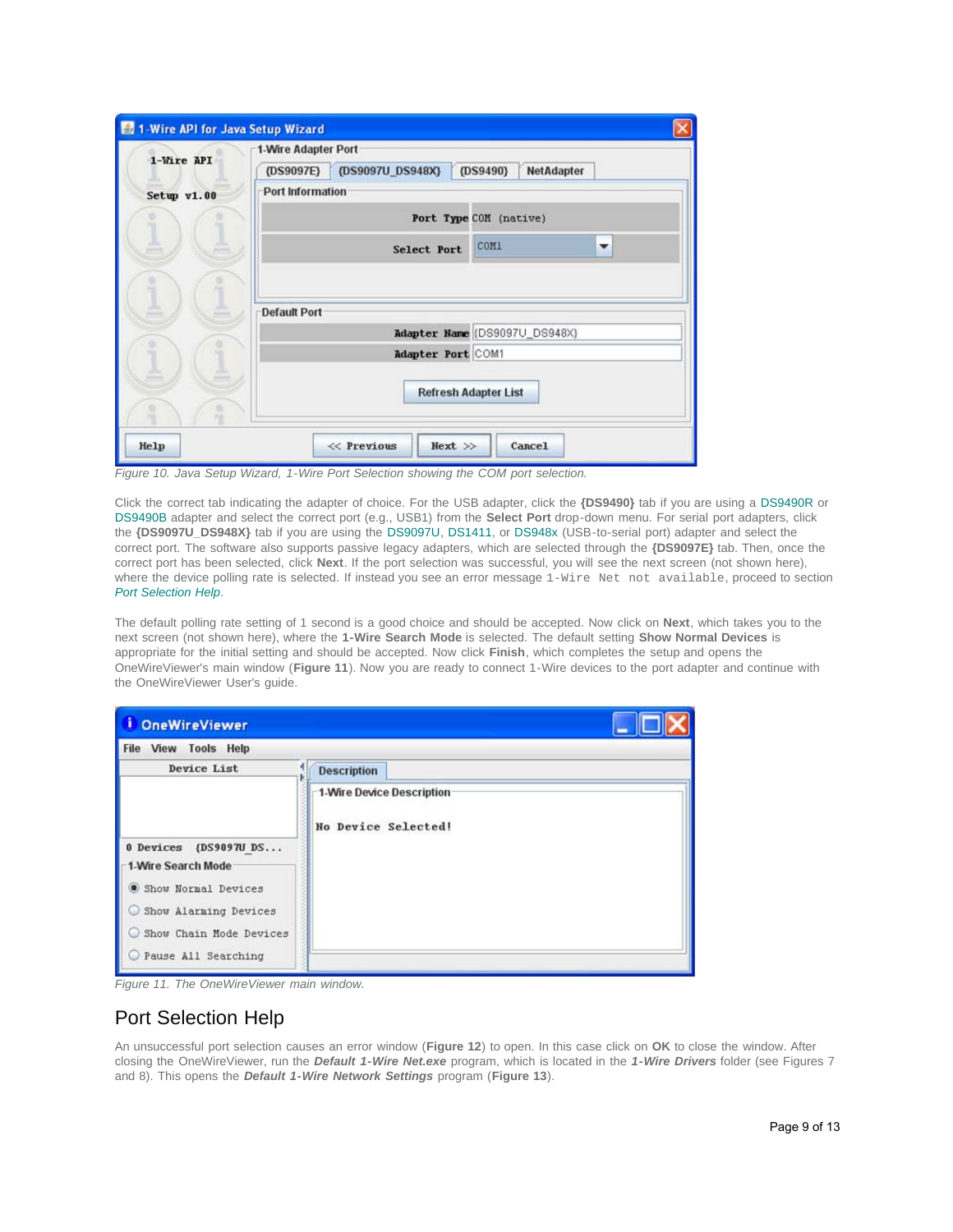Figure 10. Java Setup Wizard, 1-Wire Port Selection showing the COM port selection.

Click the correct tab indicating the adapter of choice. For the USB adapter, click the **{DS9490}** tab if you are using a DS9490R or DS9490B adapter and select the correct port (e.g., USB1) from the **Select Port** drop-down menu. For serial port adapters, click the **{DS9097U_DS948X}** tab if you are using the DS9097U, DS1411, or DS948x (USB-to-serial port) adapter and select the correct port. The software also supports passive legacy adapters, which are selected through the **{DS9097E}** tab. Then, once the correct port has been selected, click **Next**. If the port selection was successful, you will see the next screen (not shown here), where the device polling rate is selected. If instead you see an error message `1-Wire Net not available`, proceed to section *Port Selection Help*.

The default polling rate setting of 1 second is a good choice and should be accepted. Now click on **Next**, which takes you to the next screen (not shown here), where the **1-Wire Search Mode** is selected. The default setting **Show Normal Devices** is appropriate for the initial setting and should be accepted. Now click **Finish**, which completes the setup and opens the OneWireViewer's main window (**Figure 11**). Now you are ready to connect 1-Wire devices to the port adapter and continue with the OneWireViewer User's guide.

Figure 11. The OneWireViewer main window.

## Port Selection Help

An unsuccessful port selection causes an error window (**Figure 12**) to open. In this case click on **OK** to close the window. After closing the OneWireViewer, run the ***Default 1-Wire Net.exe*** program, which is located in the ***1-Wire Drivers*** folder (see Figures 7 and 8). This opens the ***Default 1-Wire Network Settings*** program (**Figure 13**).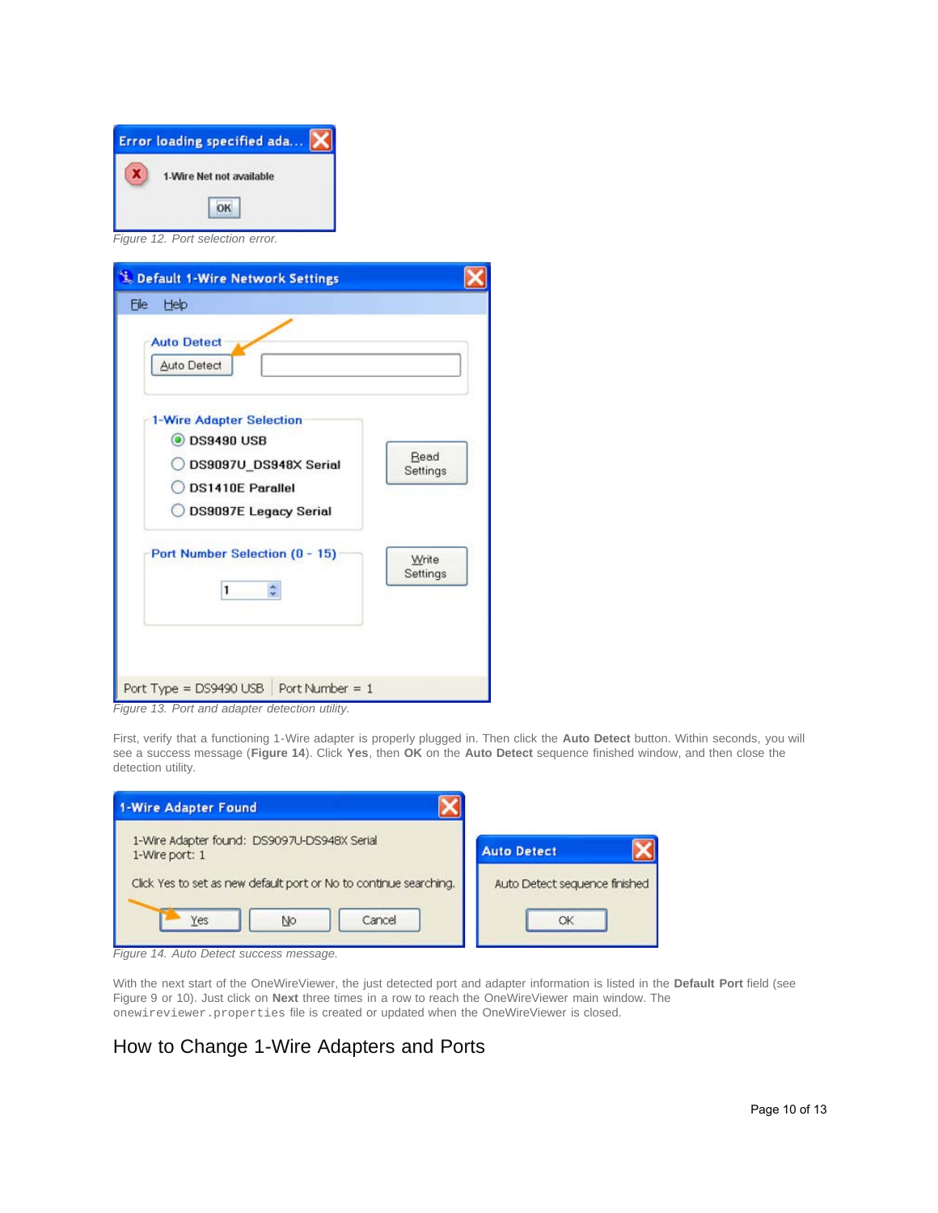Figure 12. Port selection error.

Figure 13. Port and adapter detection utility.

First, verify that a functioning 1-Wire adapter is properly plugged in. Then click the **Auto Detect** button. Within seconds, you will see a success message (**Figure 14**). Click **Yes**, then **OK** on the **Auto Detect** sequence finished window, and then close the detection utility.

Figure 14. Auto Detect success message.

With the next start of the OneWireViewer, the just detected port and adapter information is listed in the **Default Port** field (see Figure 9 or 10). Just click on **Next** three times in a row to reach the OneWireViewer main window. The `onewireviewer.properties` file is created or updated when the OneWireViewer is closed.

## How to Change 1-Wire Adapters and Ports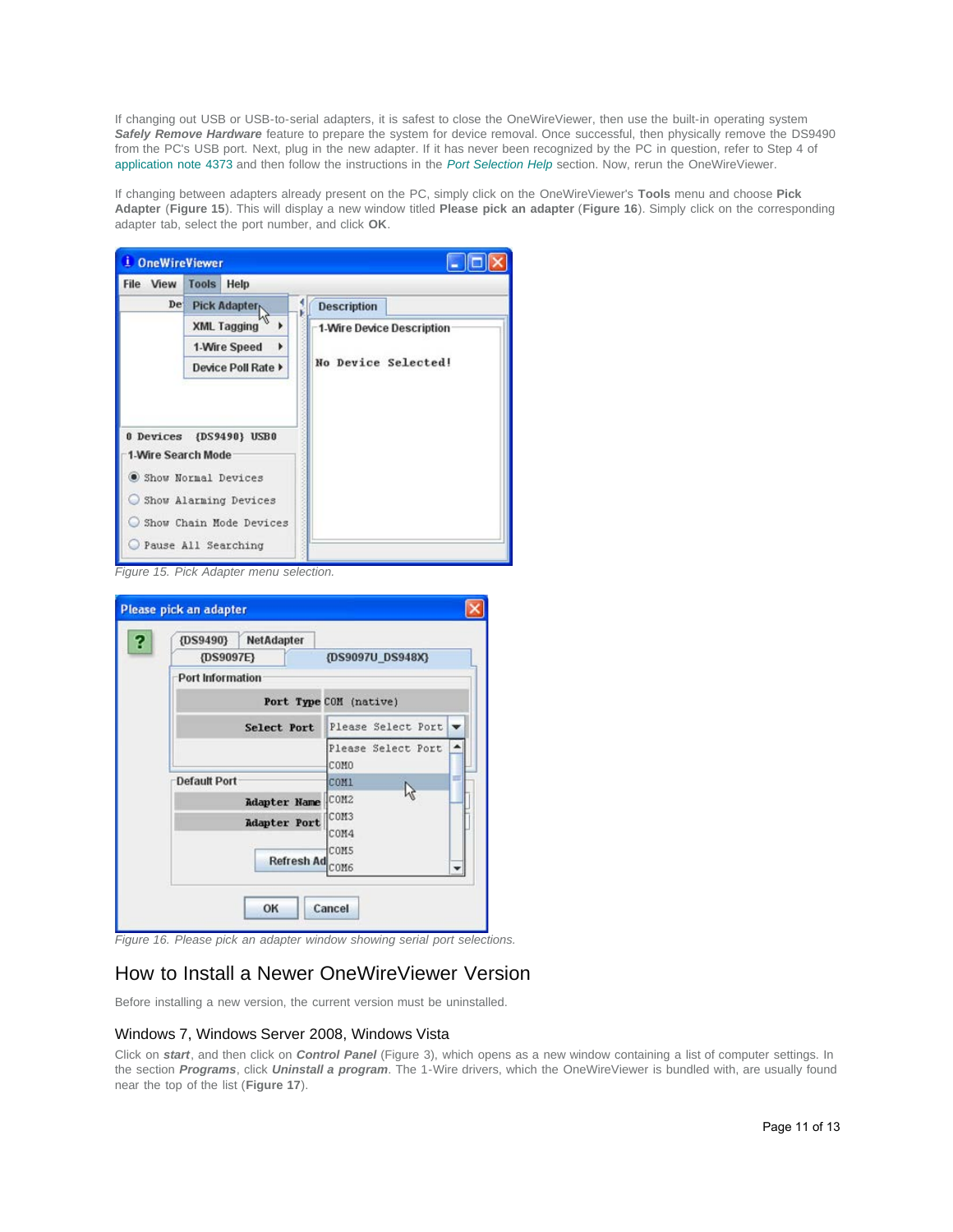If changing out USB or USB-to-serial adapters, it is safest to close the OneWireViewer, then use the built-in operating system ***Safely Remove Hardware*** feature to prepare the system for device removal. Once successful, then physically remove the DS9490 from the PC's USB port. Next, plug in the new adapter. If it has never been recognized by the PC in question, refer to Step 4 of application note 4373 and then follow the instructions in the *Port Selection Help* section. Now, rerun the OneWireViewer.

If changing between adapters already present on the PC, simply click on the OneWireViewer's **Tools** menu and choose **Pick Adapter** (**Figure 15**). This will display a new window titled **Please pick an adapter** (**Figure 16**). Simply click on the corresponding adapter tab, select the port number, and click **OK**.

*Figure 15. Pick Adapter menu selection.*

*Figure 16. Please pick an adapter window showing serial port selections.*

## How to Install a Newer OneWireViewer Version

Before installing a new version, the current version must be uninstalled.

### Windows 7, Windows Server 2008, Windows Vista

Click on ***start***, and then click on ***Control Panel*** (Figure 3), which opens as a new window containing a list of computer settings. In the section ***Programs***, click ***Uninstall a program***. The 1-Wire drivers, which the OneWireViewer is bundled with, are usually found near the top of the list (**Figure 17**).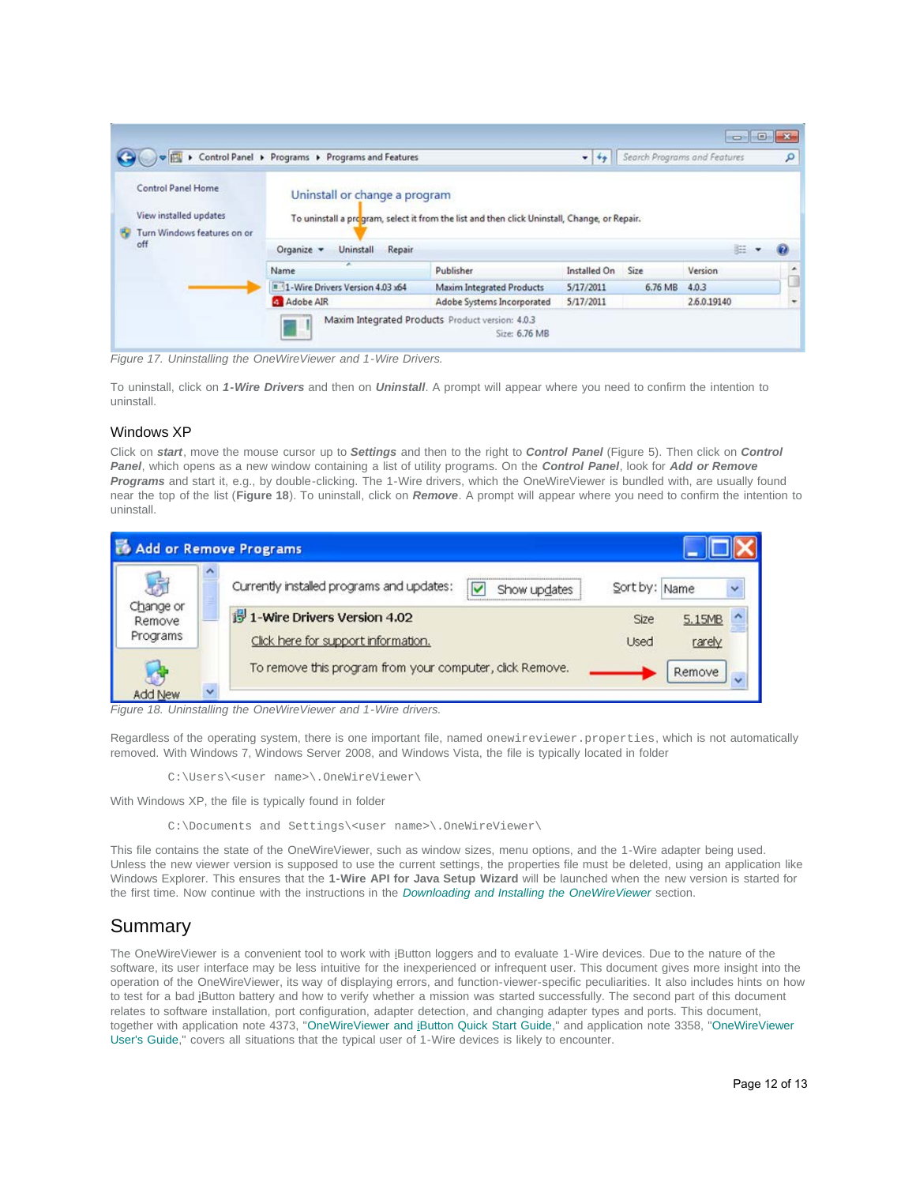Figure 17. Uninstalling the OneWireViewer and 1-Wire Drivers.

To uninstall, click on ***1-Wire Drivers*** and then on ***Uninstall***. A prompt will appear where you need to confirm the intention to uninstall.

### Windows XP

Click on ***start***, move the mouse cursor up to ***Settings*** and then to the right to ***Control Panel*** (Figure 5). Then click on ***Control Panel***, which opens as a new window containing a list of utility programs. On the ***Control Panel***, look for ***Add or Remove Programs*** and start it, e.g., by double-clicking. The 1-Wire drivers, which the OneWireViewer is bundled with, are usually found near the top of the list (**Figure 18**). To uninstall, click on ***Remove***. A prompt will appear where you need to confirm the intention to uninstall.

Figure 18. Uninstalling the OneWireViewer and 1-Wire drivers.

Regardless of the operating system, there is one important file, named `onewireviewer.properties`, which is not automatically removed. With Windows 7, Windows Server 2008, and Windows Vista, the file is typically located in folder

```
C:\Users\<user name>\.OneWireViewer\
```

With Windows XP, the file is typically found in folder

```
C:\Documents and Settings\<user name>\.OneWireViewer\
```

This file contains the state of the OneWireViewer, such as window sizes, menu options, and the 1-Wire adapter being used. Unless the new viewer version is supposed to use the current settings, the properties file must be deleted, using an application like Windows Explorer. This ensures that the **1-Wire API for Java Setup Wizard** will be launched when the new version is started for the first time. Now continue with the instructions in the *Downloading and Installing the OneWireViewer* section.

## Summary

The OneWireViewer is a convenient tool to work with iButton loggers and to evaluate 1-Wire devices. Due to the nature of the software, its user interface may be less intuitive for the inexperienced or infrequent user. This document gives more insight into the operation of the OneWireViewer, its way of displaying errors, and function-viewer-specific peculiarities. It also includes hints on how to test for a bad iButton battery and how to verify whether a mission was started successfully. The second part of this document relates to software installation, port configuration, adapter detection, and changing adapter types and ports. This document, together with application note 4373, "OneWireViewer and iButton Quick Start Guide," and application note 3358, "OneWireViewer User's Guide," covers all situations that the typical user of 1-Wire devices is likely to encounter.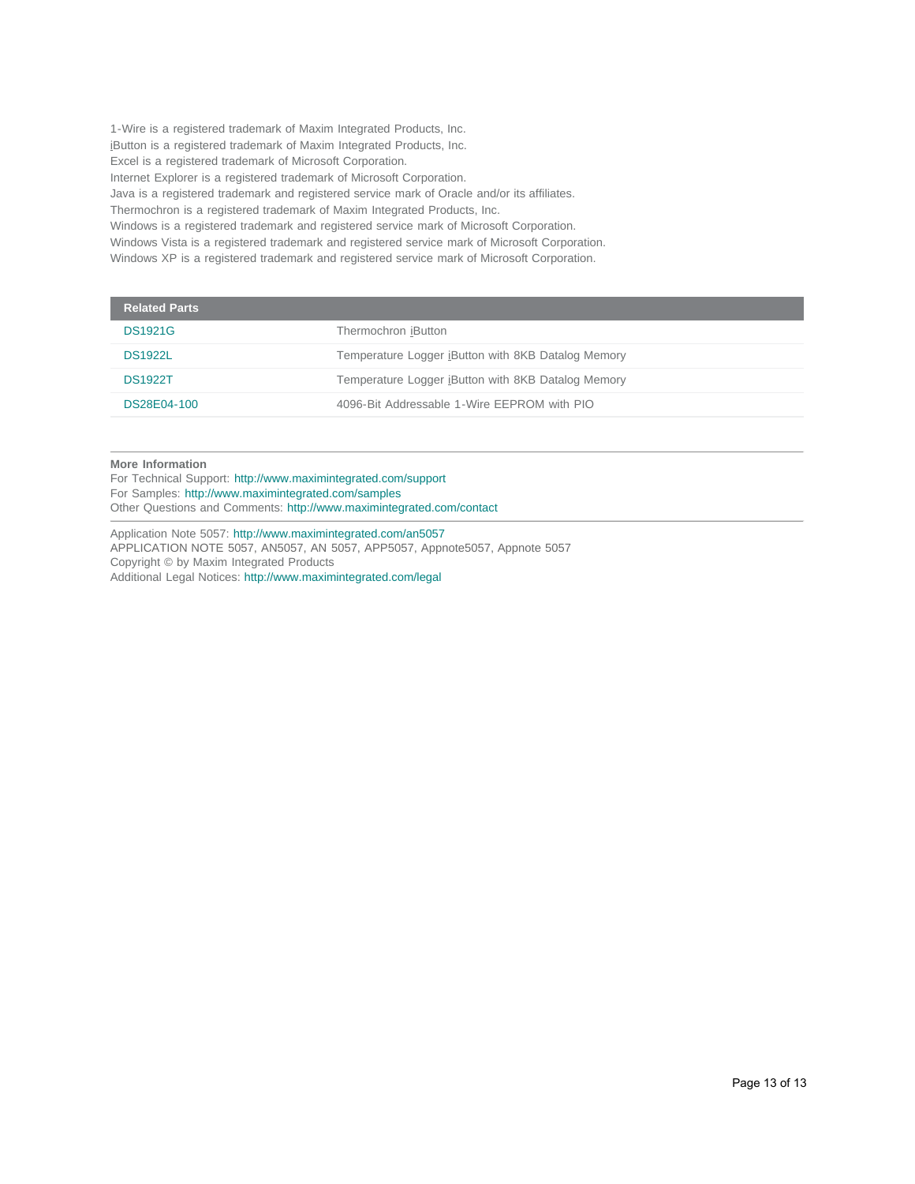1-Wire is a registered trademark of Maxim Integrated Products, Inc.
iButton is a registered trademark of Maxim Integrated Products, Inc.
Excel is a registered trademark of Microsoft Corporation.
Internet Explorer is a registered trademark of Microsoft Corporation.
Java is a registered trademark and registered service mark of Oracle and/or its affiliates.
Thermochron is a registered trademark of Maxim Integrated Products, Inc.
Windows is a registered trademark and registered service mark of Microsoft Corporation.
Windows Vista is a registered trademark and registered service mark of Microsoft Corporation.
Windows XP is a registered trademark and registered service mark of Microsoft Corporation.

| Related Parts | |
|---|---|
| DS1921G | Thermochron iButton |
| DS1922L | Temperature Logger iButton with 8KB Datalog Memory |
| DS1922T | Temperature Logger iButton with 8KB Datalog Memory |
| DS28E04-100 | 4096-Bit Addressable 1-Wire EEPROM with PIO |

**More Information**
For Technical Support: http://www.maximintegrated.com/support
For Samples: http://www.maximintegrated.com/samples
Other Questions and Comments: http://www.maximintegrated.com/contact

Application Note 5057: http://www.maximintegrated.com/an5057
APPLICATION NOTE 5057, AN5057, AN 5057, APP5057, Appnote5057, Appnote 5057
Copyright © by Maxim Integrated Products
Additional Legal Notices: http://www.maximintegrated.com/legal